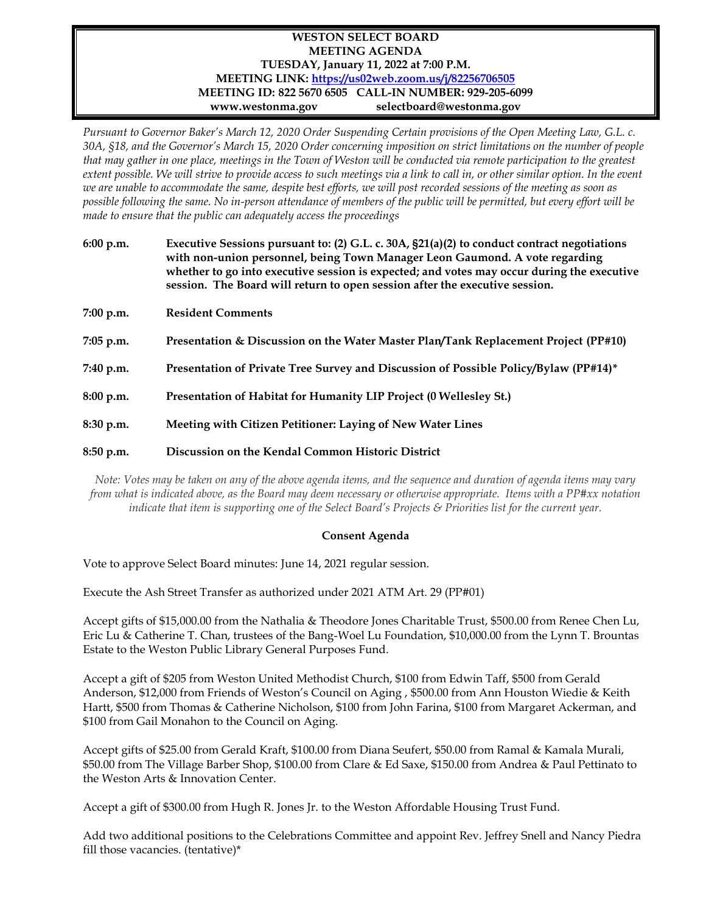**WESTON SELECT BOARD**
**MEETING AGENDA**
**TUESDAY, January 11, 2022 at 7:00 P.M.**
**MEETING LINK: [https://us02web.zoom.us/j/82256706505](https://us02web.zoom.us/j/82256706505)**
**MEETING ID: 822 5670 6505 CALL-IN NUMBER: 929-205-6099**
**www.westonma.gov selectboard@westonma.gov**

*Pursuant to Governor Baker's March 12, 2020 Order Suspending Certain provisions of the Open Meeting Law, G.L. c. 30A, §18, and the Governor's March 15, 2020 Order concerning imposition on strict limitations on the number of people that may gather in one place, meetings in the Town of Weston will be conducted via remote participation to the greatest extent possible. We will strive to provide access to such meetings via a link to call in, or other similar option. In the event we are unable to accommodate the same, despite best efforts, we will post recorded sessions of the meeting as soon as possible following the same. No in-person attendance of members of the public will be permitted, but every effort will be made to ensure that the public can adequately access the proceedings*

| | |
|---|---|
| **6:00 p.m.** | **Executive Sessions pursuant to: (2) G.L. c. 30A, §21(a)(2) to conduct contract negotiations with non-union personnel, being Town Manager Leon Gaumond. A vote regarding whether to go into executive session is expected; and votes may occur during the executive session. The Board will return to open session after the executive session.** |
| **7:00 p.m.** | **Resident Comments** |
| **7:05 p.m.** | **Presentation & Discussion on the Water Master Plan/Tank Replacement Project (PP#10)** |
| **7:40 p.m.** | **Presentation of Private Tree Survey and Discussion of Possible Policy/Bylaw (PP#14)*** |
| **8:00 p.m.** | **Presentation of Habitat for Humanity LIP Project (0 Wellesley St.)** |
| **8:30 p.m.** | **Meeting with Citizen Petitioner: Laying of New Water Lines** |
| **8:50 p.m.** | **Discussion on the Kendal Common Historic District** |

*Note: Votes may be taken on any of the above agenda items, and the sequence and duration of agenda items may vary from what is indicated above, as the Board may deem necessary or otherwise appropriate. Items with a PP#xx notation indicate that item is supporting one of the Select Board's Projects & Priorities list for the current year.*

**Consent Agenda**

Vote to approve Select Board minutes: June 14, 2021 regular session.

Execute the Ash Street Transfer as authorized under 2021 ATM Art. 29 (PP#01)

Accept gifts of $15,000.00 from the Nathalia & Theodore Jones Charitable Trust, $500.00 from Renee Chen Lu, Eric Lu & Catherine T. Chan, trustees of the Bang-Woel Lu Foundation, $10,000.00 from the Lynn T. Brountas Estate to the Weston Public Library General Purposes Fund.

Accept a gift of $205 from Weston United Methodist Church, $100 from Edwin Taff, $500 from Gerald Anderson, $12,000 from Friends of Weston's Council on Aging , $500.00 from Ann Houston Wiedie & Keith Hartt, $500 from Thomas & Catherine Nicholson, $100 from John Farina, $100 from Margaret Ackerman, and $100 from Gail Monahon to the Council on Aging.

Accept gifts of $25.00 from Gerald Kraft, $100.00 from Diana Seufert, $50.00 from Ramal & Kamala Murali, $50.00 from The Village Barber Shop, $100.00 from Clare & Ed Saxe, $150.00 from Andrea & Paul Pettinato to the Weston Arts & Innovation Center.

Accept a gift of $300.00 from Hugh R. Jones Jr. to the Weston Affordable Housing Trust Fund.

Add two additional positions to the Celebrations Committee and appoint Rev. Jeffrey Snell and Nancy Piedra fill those vacancies. (tentative)*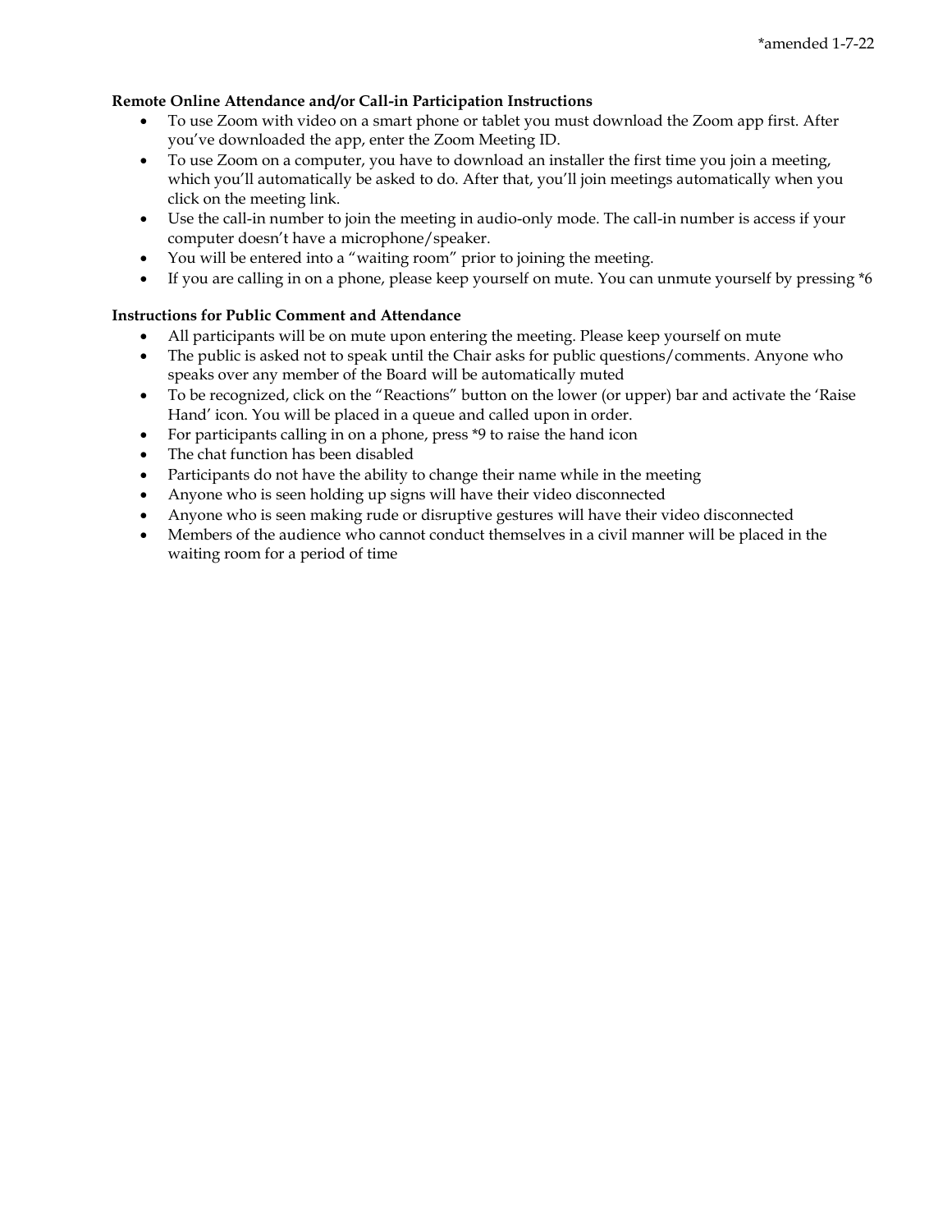*amended 1-7-22

**Remote Online Attendance and/or Call-in Participation Instructions**

- To use Zoom with video on a smart phone or tablet you must download the Zoom app first. After you've downloaded the app, enter the Zoom Meeting ID.
- To use Zoom on a computer, you have to download an installer the first time you join a meeting, which you'll automatically be asked to do. After that, you'll join meetings automatically when you click on the meeting link.
- Use the call-in number to join the meeting in audio-only mode. The call-in number is access if your computer doesn't have a microphone/speaker.
- You will be entered into a "waiting room" prior to joining the meeting.
- If you are calling in on a phone, please keep yourself on mute. You can unmute yourself by pressing *6

**Instructions for Public Comment and Attendance**

- All participants will be on mute upon entering the meeting. Please keep yourself on mute
- The public is asked not to speak until the Chair asks for public questions/comments. Anyone who speaks over any member of the Board will be automatically muted
- To be recognized, click on the "Reactions" button on the lower (or upper) bar and activate the 'Raise Hand' icon. You will be placed in a queue and called upon in order.
- For participants calling in on a phone, press *9 to raise the hand icon
- The chat function has been disabled
- Participants do not have the ability to change their name while in the meeting
- Anyone who is seen holding up signs will have their video disconnected
- Anyone who is seen making rude or disruptive gestures will have their video disconnected
- Members of the audience who cannot conduct themselves in a civil manner will be placed in the waiting room for a period of time